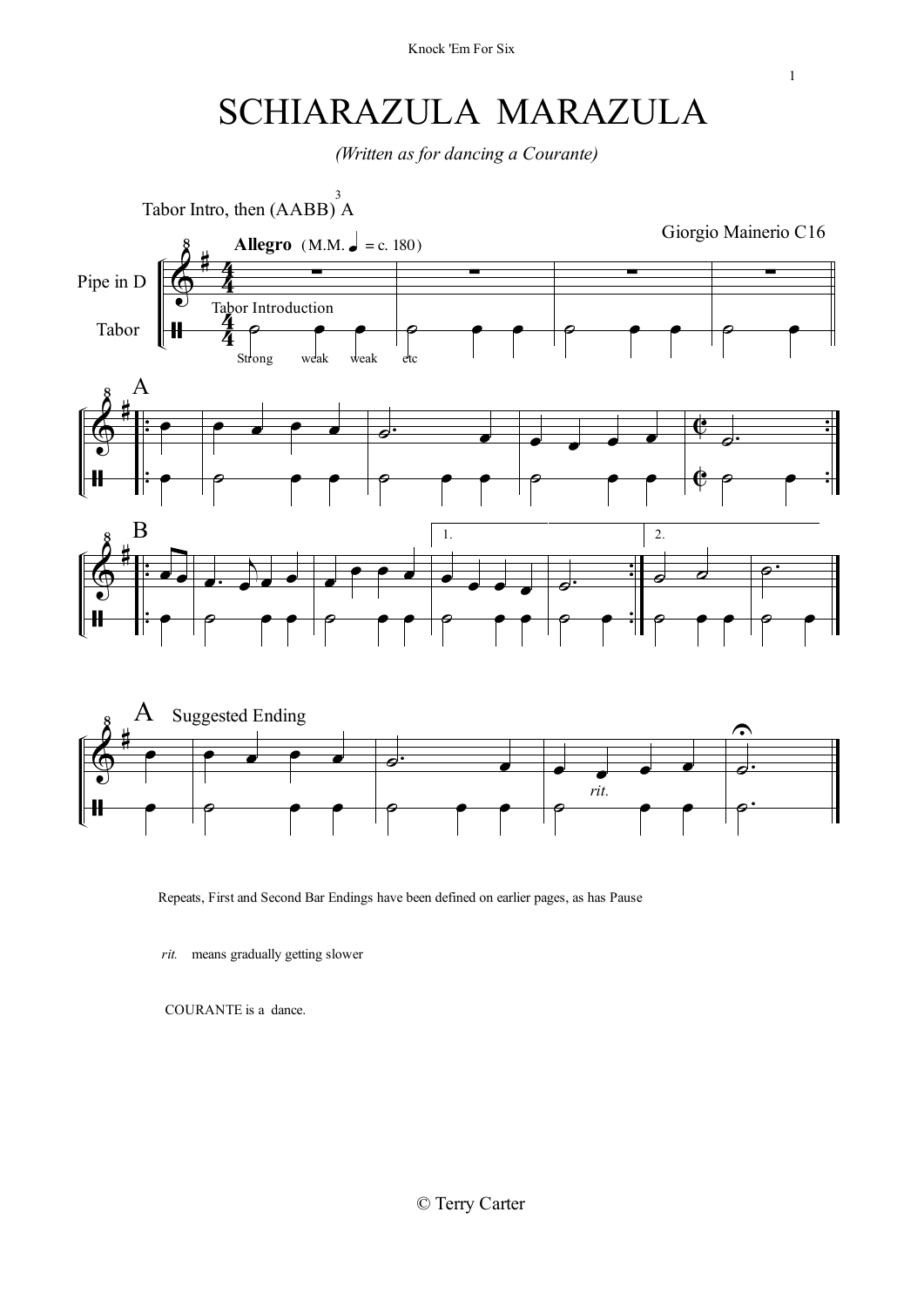# SCHIARAZULA MARAZULA

*(Written as for dancing a Courante)*

Tabor Intro, then (AABB)[3] A

Giorgio Mainerio C16

**Allegro** (M.M. ♩ = c. 180)

Pipe in D

Tabor

Tabor Introduction

Strong weak weak etc

A

B

1.

2.

A Suggested Ending

*rit.*

Repeats, First and Second Bar Endings have been defined on earlier pages, as has Pause

*rit.* means gradually getting slower

COURANTE is a dance.

© Terry Carter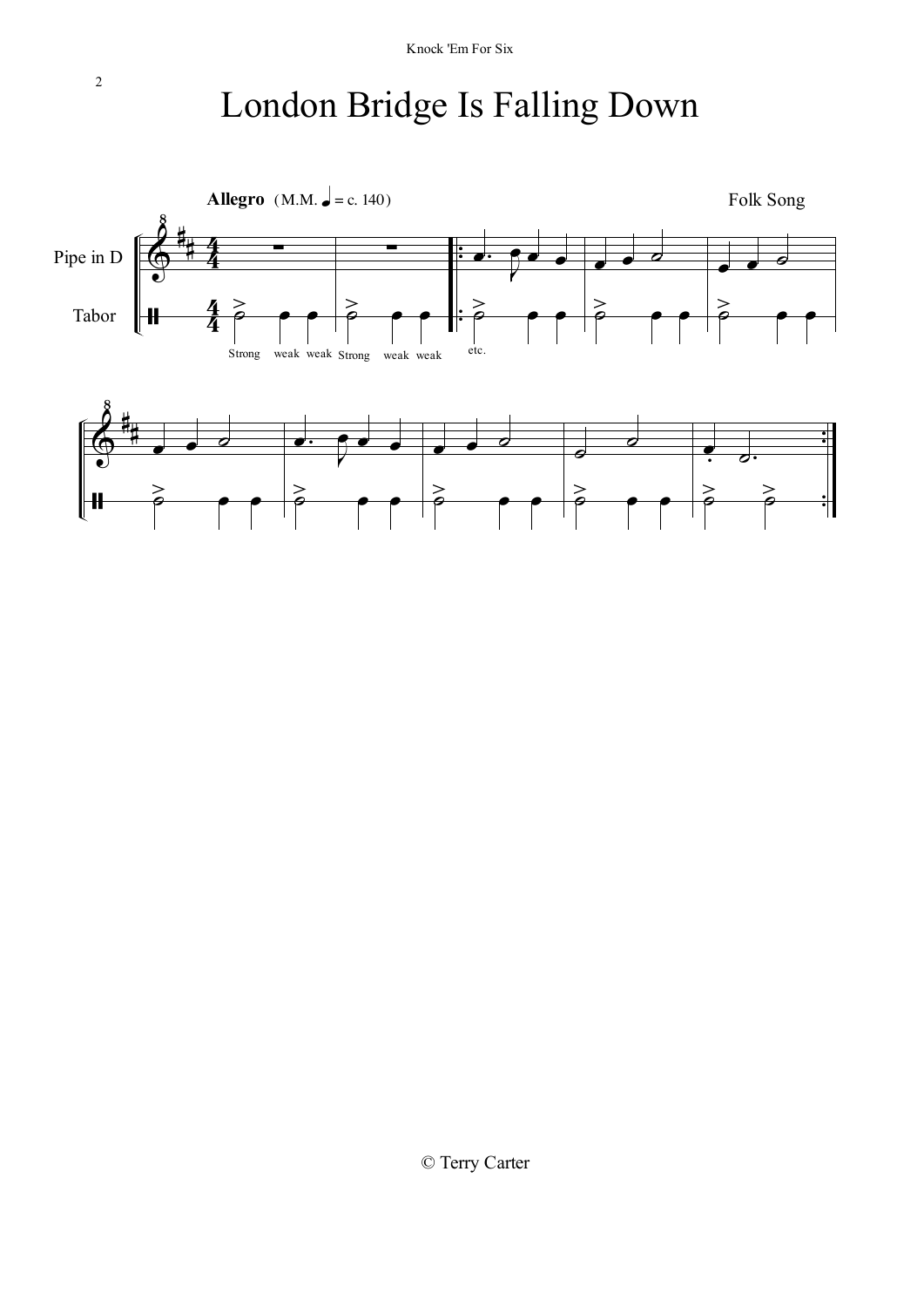# London Bridge Is Falling Down

**Allegro** (M.M. ♩ = c. 140)

Folk Song

Pipe in D

Tabor

Strong weak weak Strong weak weak

etc.

© Terry Carter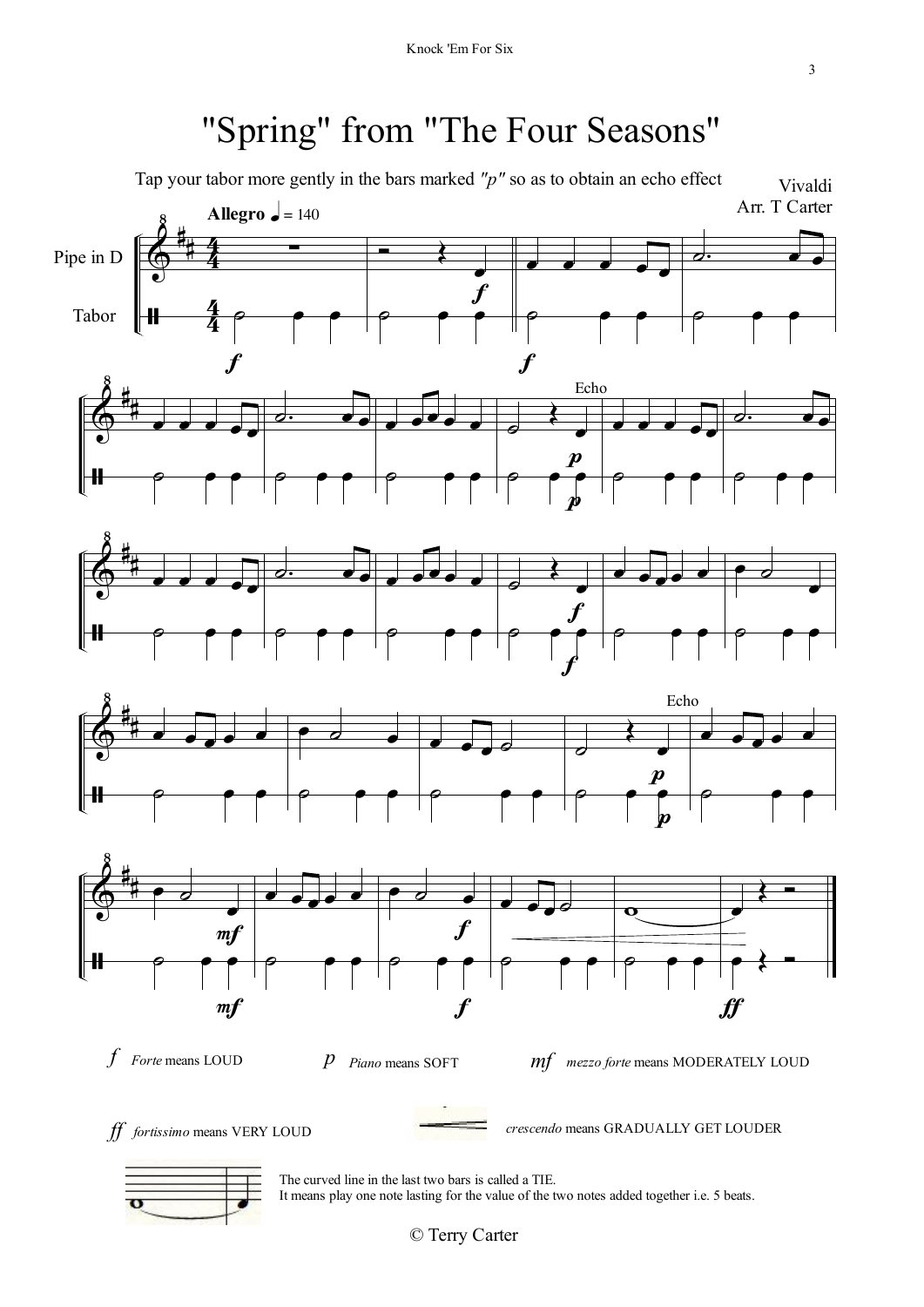# "Spring" from "The Four Seasons"

Tap your tabor more gently in the bars marked *"p"* so as to obtain an echo effect

Vivaldi
Arr. T Carter

*f* *Forte* means LOUD

*p* *Piano* means SOFT

*mf* *mezzo forte* means MODERATELY LOUD

*ff* *fortissimo* means VERY LOUD

*crescendo* means GRADUALLY GET LOUDER

The curved line in the last two bars is called a TIE.
It means play one note lasting for the value of the two notes added together i.e. 5 beats.

© Terry Carter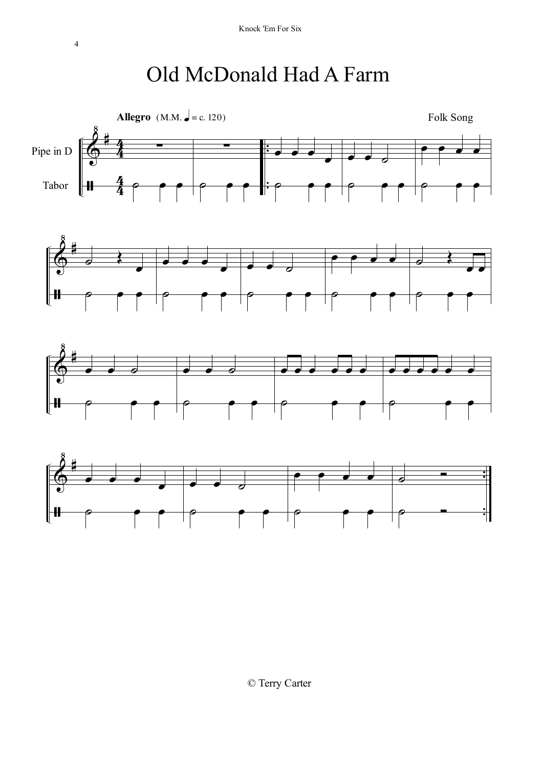# Old McDonald Had A Farm

**Allegro** (M.M. ♩ = c. 120)

Folk Song

Pipe in D

Tabor

© Terry Carter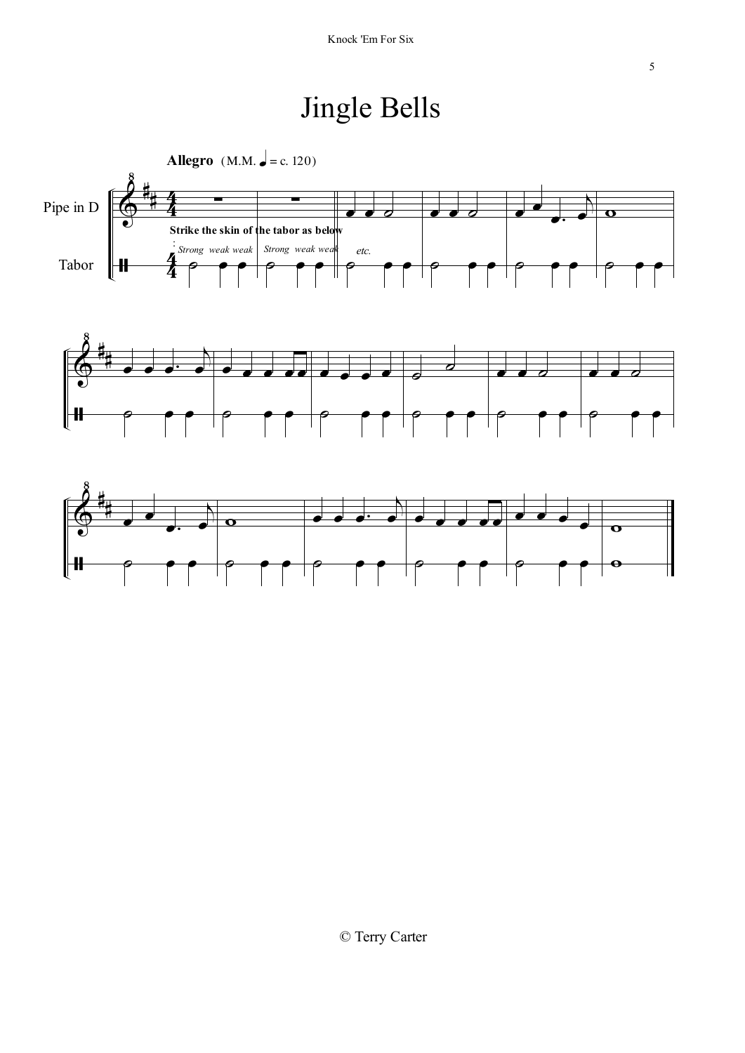# Jingle Bells

**Allegro** (M.M. ♩ = c. 120)

Pipe in D

Tabor

**Strike the skin of the tabor as below**

*Strong weak weak* *Strong weak weak* *etc.*

© Terry Carter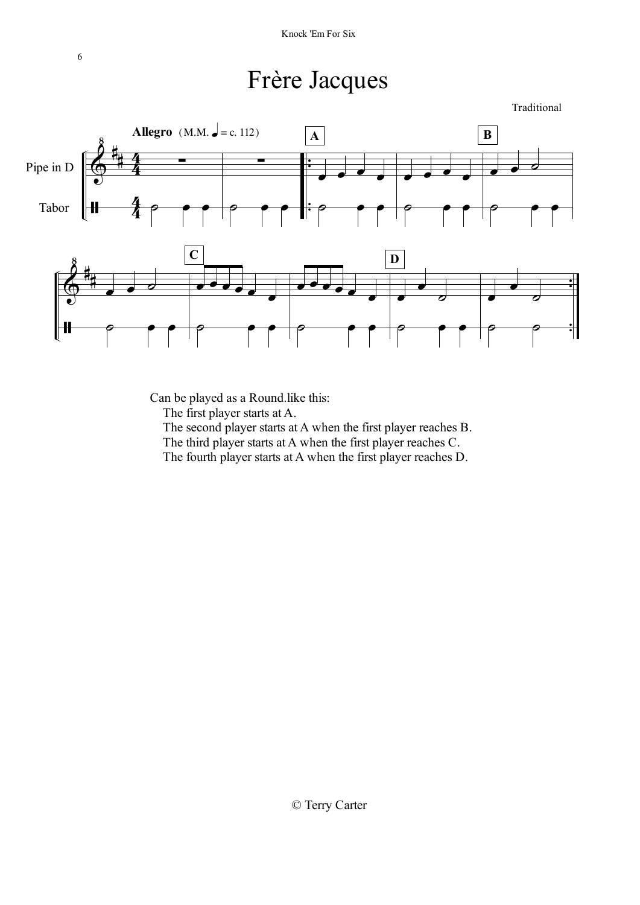# Frère Jacques

Traditional

Can be played as a Round.like this:

The first player starts at A.

The second player starts at A when the first player reaches B.

The third player starts at A when the first player reaches C.

The fourth player starts at A when the first player reaches D.

© Terry Carter